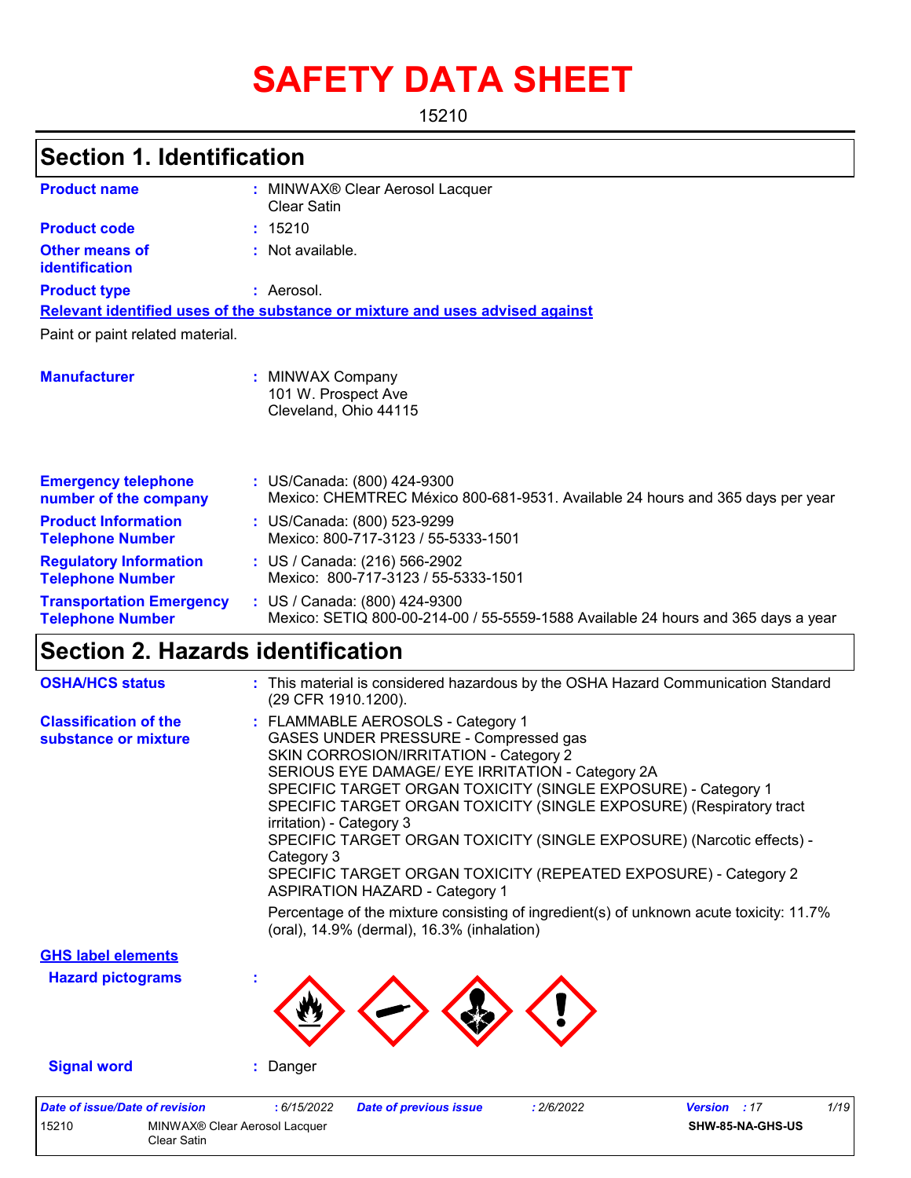# SAFETY DATA SHEET

15210

## Section 1. Identification

**Product name** : MINWAX® Clear Aerosol Lacquer Clear Satin

**Product code** : 15210

**Other means of identification** : Not available.

**Product type** : Aerosol.

**Relevant identified uses of the substance or mixture and uses advised against**

Paint or paint related material.

**Manufacturer** : MINWAX Company
101 W. Prospect Ave
Cleveland, Ohio 44115

**Emergency telephone number of the company** : US/Canada: (800) 424-9300
Mexico: CHEMTREC México 800-681-9531. Available 24 hours and 365 days per year

**Product Information Telephone Number** : US/Canada: (800) 523-9299
Mexico: 800-717-3123 / 55-5333-1501

**Regulatory Information Telephone Number** : US / Canada: (216) 566-2902
Mexico: 800-717-3123 / 55-5333-1501

**Transportation Emergency Telephone Number** : US / Canada: (800) 424-9300
Mexico: SETIQ 800-00-214-00 / 55-5559-1588 Available 24 hours and 365 days a year

## Section 2. Hazards identification

**OSHA/HCS status** : This material is considered hazardous by the OSHA Hazard Communication Standard (29 CFR 1910.1200).

**Classification of the substance or mixture** : FLAMMABLE AEROSOLS - Category 1
GASES UNDER PRESSURE - Compressed gas
SKIN CORROSION/IRRITATION - Category 2
SERIOUS EYE DAMAGE/ EYE IRRITATION - Category 2A
SPECIFIC TARGET ORGAN TOXICITY (SINGLE EXPOSURE) - Category 1
SPECIFIC TARGET ORGAN TOXICITY (SINGLE EXPOSURE) (Respiratory tract irritation) - Category 3
SPECIFIC TARGET ORGAN TOXICITY (SINGLE EXPOSURE) (Narcotic effects) - Category 3
SPECIFIC TARGET ORGAN TOXICITY (REPEATED EXPOSURE) - Category 2
ASPIRATION HAZARD - Category 1

Percentage of the mixture consisting of ingredient(s) of unknown acute toxicity: 11.7% (oral), 14.9% (dermal), 16.3% (inhalation)

**GHS label elements**

**Hazard pictograms** :

**Signal word** : Danger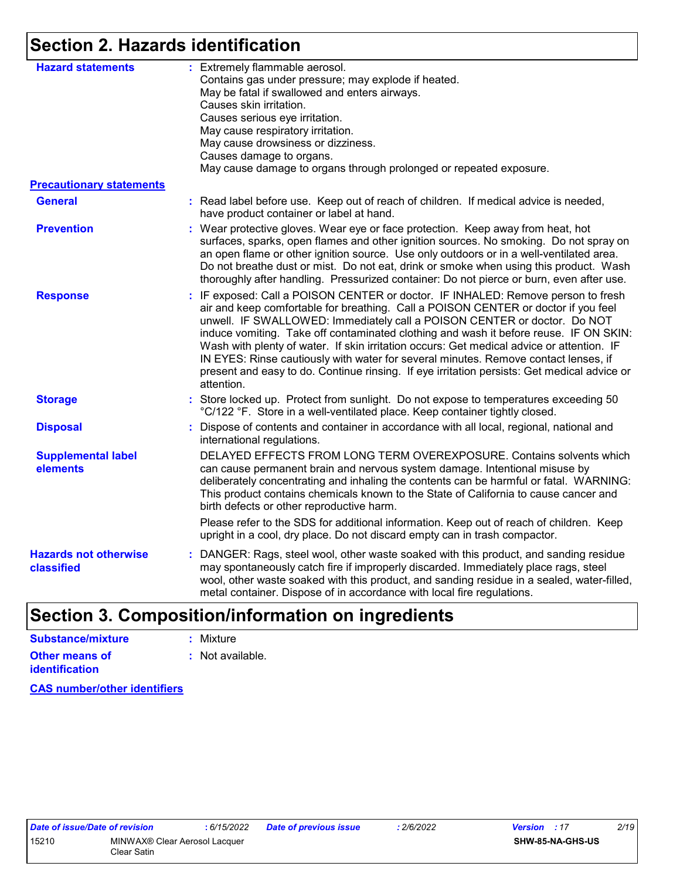## Section 2. Hazards identification

**Hazard statements** : Extremely flammable aerosol.
Contains gas under pressure; may explode if heated.
May be fatal if swallowed and enters airways.
Causes skin irritation.
Causes serious eye irritation.
May cause respiratory irritation.
May cause drowsiness or dizziness.
Causes damage to organs.
May cause damage to organs through prolonged or repeated exposure.

**Precautionary statements**

**General** : Read label before use. Keep out of reach of children. If medical advice is needed, have product container or label at hand.

**Prevention** : Wear protective gloves. Wear eye or face protection. Keep away from heat, hot surfaces, sparks, open flames and other ignition sources. No smoking. Do not spray on an open flame or other ignition source. Use only outdoors or in a well-ventilated area. Do not breathe dust or mist. Do not eat, drink or smoke when using this product. Wash thoroughly after handling. Pressurized container: Do not pierce or burn, even after use.

**Response** : IF exposed: Call a POISON CENTER or doctor. IF INHALED: Remove person to fresh air and keep comfortable for breathing. Call a POISON CENTER or doctor if you feel unwell. IF SWALLOWED: Immediately call a POISON CENTER or doctor. Do NOT induce vomiting. Take off contaminated clothing and wash it before reuse. IF ON SKIN: Wash with plenty of water. If skin irritation occurs: Get medical advice or attention. IF IN EYES: Rinse cautiously with water for several minutes. Remove contact lenses, if present and easy to do. Continue rinsing. If eye irritation persists: Get medical advice or attention.

**Storage** : Store locked up. Protect from sunlight. Do not expose to temperatures exceeding 50 °C/122 °F. Store in a well-ventilated place. Keep container tightly closed.

**Disposal** : Dispose of contents and container in accordance with all local, regional, national and international regulations.

**Supplemental label elements** DELAYED EFFECTS FROM LONG TERM OVEREXPOSURE. Contains solvents which can cause permanent brain and nervous system damage. Intentional misuse by deliberately concentrating and inhaling the contents can be harmful or fatal. WARNING: This product contains chemicals known to the State of California to cause cancer and birth defects or other reproductive harm.

Please refer to the SDS for additional information. Keep out of reach of children. Keep upright in a cool, dry place. Do not discard empty can in trash compactor.

**Hazards not otherwise classified** : DANGER: Rags, steel wool, other waste soaked with this product, and sanding residue may spontaneously catch fire if improperly discarded. Immediately place rags, steel wool, other waste soaked with this product, and sanding residue in a sealed, water-filled, metal container. Dispose of in accordance with local fire regulations.

## Section 3. Composition/information on ingredients

**Substance/mixture** : Mixture

**Other means of identification** : Not available.

**CAS number/other identifiers**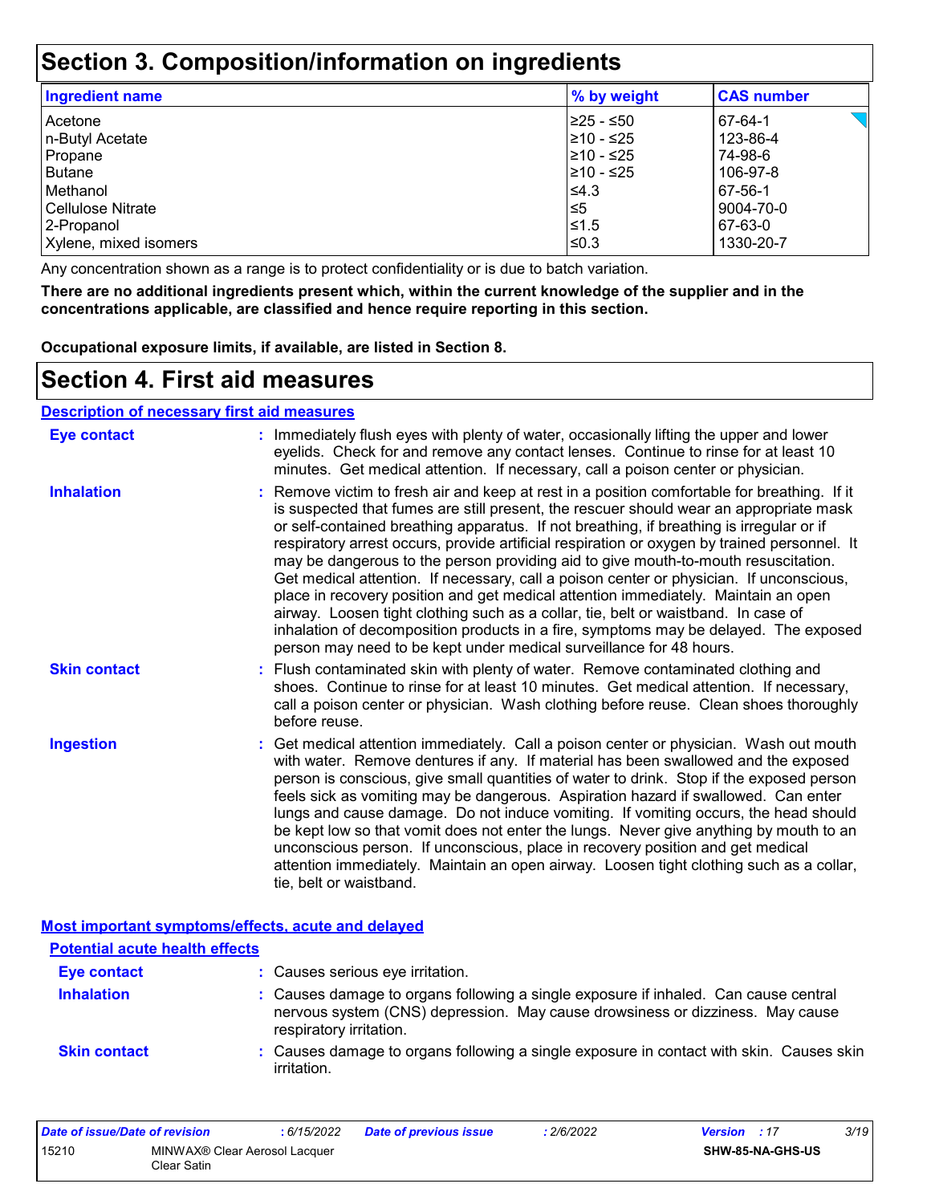## Section 3. Composition/information on ingredients

| Ingredient name | % by weight | CAS number |
| --- | --- | --- |
| Acetone | ≥25 - ≤50 | 67-64-1 |
| n-Butyl Acetate | ≥10 - ≤25 | 123-86-4 |
| Propane | ≥10 - ≤25 | 74-98-6 |
| Butane | ≥10 - ≤25 | 106-97-8 |
| Methanol | ≤4.3 | 67-56-1 |
| Cellulose Nitrate | ≤5 | 9004-70-0 |
| 2-Propanol | ≤1.5 | 67-63-0 |
| Xylene, mixed isomers | ≤0.3 | 1330-20-7 |

Any concentration shown as a range is to protect confidentiality or is due to batch variation.

**There are no additional ingredients present which, within the current knowledge of the supplier and in the concentrations applicable, are classified and hence require reporting in this section.**

**Occupational exposure limits, if available, are listed in Section 8.**

## Section 4. First aid measures

### Description of necessary first aid measures

**Eye contact** : Immediately flush eyes with plenty of water, occasionally lifting the upper and lower eyelids. Check for and remove any contact lenses. Continue to rinse for at least 10 minutes. Get medical attention. If necessary, call a poison center or physician.

**Inhalation** : Remove victim to fresh air and keep at rest in a position comfortable for breathing. If it is suspected that fumes are still present, the rescuer should wear an appropriate mask or self-contained breathing apparatus. If not breathing, if breathing is irregular or if respiratory arrest occurs, provide artificial respiration or oxygen by trained personnel. It may be dangerous to the person providing aid to give mouth-to-mouth resuscitation. Get medical attention. If necessary, call a poison center or physician. If unconscious, place in recovery position and get medical attention immediately. Maintain an open airway. Loosen tight clothing such as a collar, tie, belt or waistband. In case of inhalation of decomposition products in a fire, symptoms may be delayed. The exposed person may need to be kept under medical surveillance for 48 hours.

**Skin contact** : Flush contaminated skin with plenty of water. Remove contaminated clothing and shoes. Continue to rinse for at least 10 minutes. Get medical attention. If necessary, call a poison center or physician. Wash clothing before reuse. Clean shoes thoroughly before reuse.

**Ingestion** : Get medical attention immediately. Call a poison center or physician. Wash out mouth with water. Remove dentures if any. If material has been swallowed and the exposed person is conscious, give small quantities of water to drink. Stop if the exposed person feels sick as vomiting may be dangerous. Aspiration hazard if swallowed. Can enter lungs and cause damage. Do not induce vomiting. If vomiting occurs, the head should be kept low so that vomit does not enter the lungs. Never give anything by mouth to an unconscious person. If unconscious, place in recovery position and get medical attention immediately. Maintain an open airway. Loosen tight clothing such as a collar, tie, belt or waistband.

### Most important symptoms/effects, acute and delayed

#### Potential acute health effects

**Eye contact** : Causes serious eye irritation.

**Inhalation** : Causes damage to organs following a single exposure if inhaled. Can cause central nervous system (CNS) depression. May cause drowsiness or dizziness. May cause respiratory irritation.

**Skin contact** : Causes damage to organs following a single exposure in contact with skin. Causes skin irritation.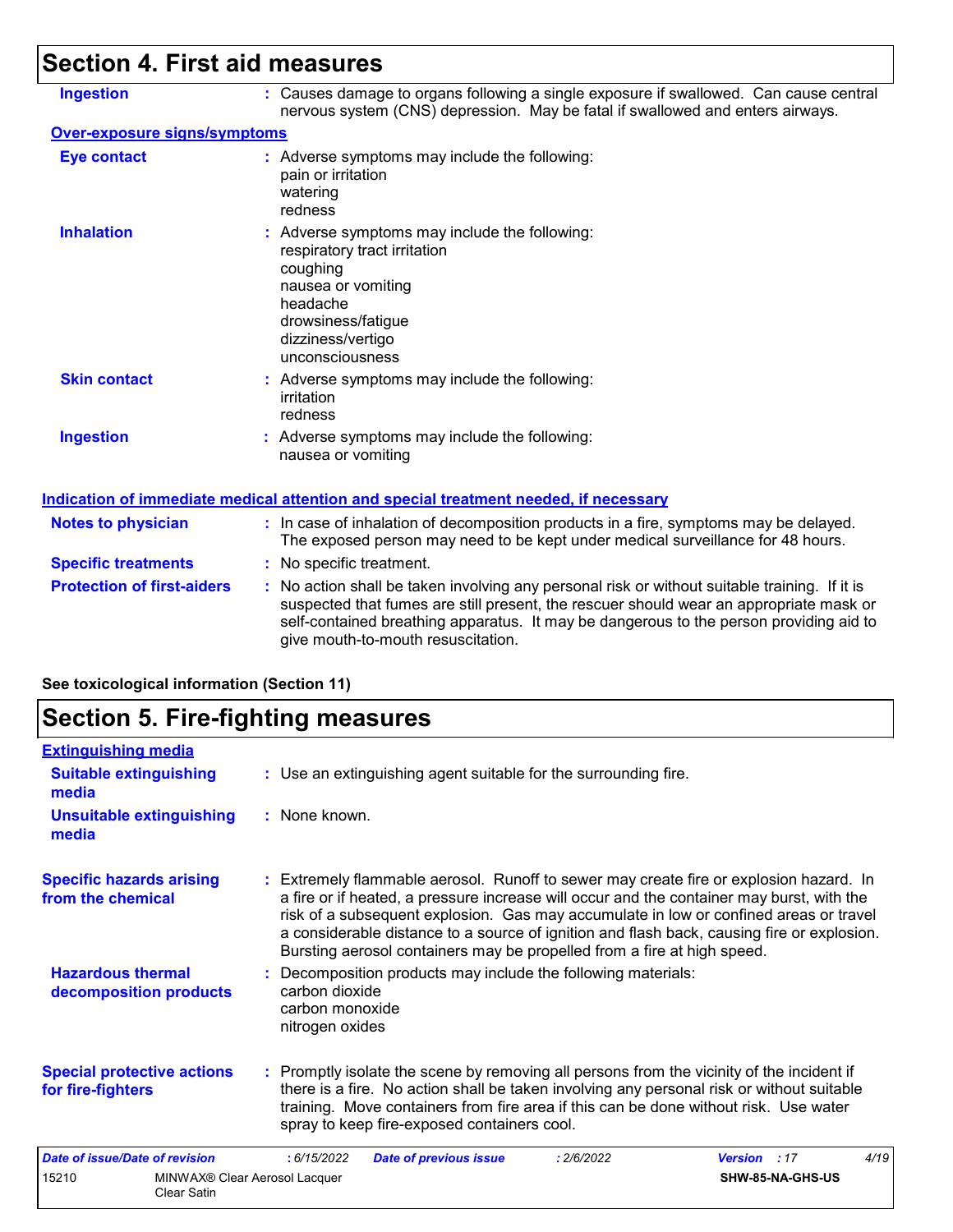## Section 4. First aid measures

**Ingestion** : Causes damage to organs following a single exposure if swallowed. Can cause central nervous system (CNS) depression. May be fatal if swallowed and enters airways.

**Over-exposure signs/symptoms**

**Eye contact** : Adverse symptoms may include the following:
pain or irritation
watering
redness

**Inhalation** : Adverse symptoms may include the following:
respiratory tract irritation
coughing
nausea or vomiting
headache
drowsiness/fatigue
dizziness/vertigo
unconsciousness

**Skin contact** : Adverse symptoms may include the following:
irritation
redness

**Ingestion** : Adverse symptoms may include the following:
nausea or vomiting

**Indication of immediate medical attention and special treatment needed, if necessary**

**Notes to physician** : In case of inhalation of decomposition products in a fire, symptoms may be delayed. The exposed person may need to be kept under medical surveillance for 48 hours.

**Specific treatments** : No specific treatment.

**Protection of first-aiders** : No action shall be taken involving any personal risk or without suitable training. If it is suspected that fumes are still present, the rescuer should wear an appropriate mask or self-contained breathing apparatus. It may be dangerous to the person providing aid to give mouth-to-mouth resuscitation.

**See toxicological information (Section 11)**

## Section 5. Fire-fighting measures

**Extinguishing media**

**Suitable extinguishing media** : Use an extinguishing agent suitable for the surrounding fire.

**Unsuitable extinguishing media** : None known.

**Specific hazards arising from the chemical** : Extremely flammable aerosol. Runoff to sewer may create fire or explosion hazard. In a fire or if heated, a pressure increase will occur and the container may burst, with the risk of a subsequent explosion. Gas may accumulate in low or confined areas or travel a considerable distance to a source of ignition and flash back, causing fire or explosion. Bursting aerosol containers may be propelled from a fire at high speed.

**Hazardous thermal decomposition products** : Decomposition products may include the following materials:
carbon dioxide
carbon monoxide
nitrogen oxides

**Special protective actions for fire-fighters** : Promptly isolate the scene by removing all persons from the vicinity of the incident if there is a fire. No action shall be taken involving any personal risk or without suitable training. Move containers from fire area if this can be done without risk. Use water spray to keep fire-exposed containers cool.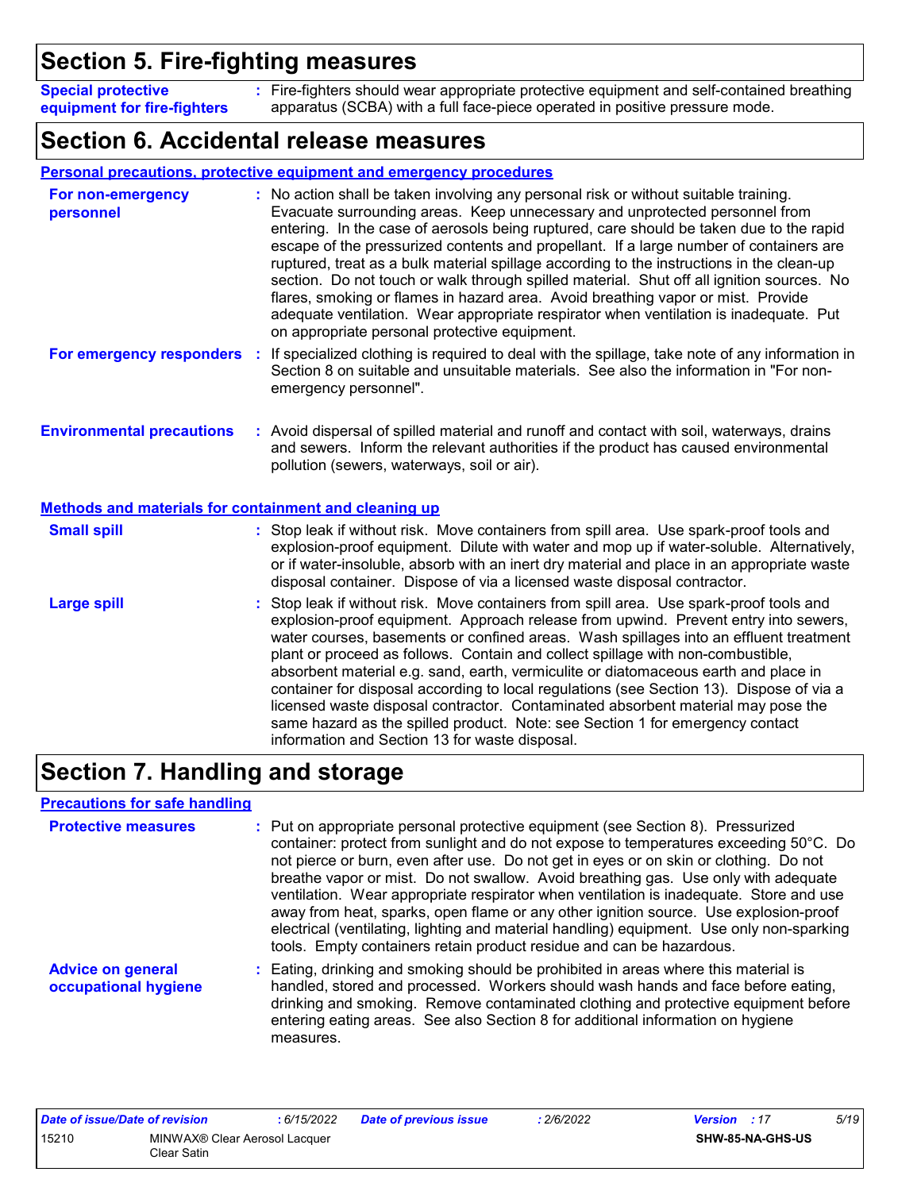## Section 5. Fire-fighting measures

**Special protective equipment for fire-fighters** : Fire-fighters should wear appropriate protective equipment and self-contained breathing apparatus (SCBA) with a full face-piece operated in positive pressure mode.

## Section 6. Accidental release measures

### Personal precautions, protective equipment and emergency procedures

**For non-emergency personnel** : No action shall be taken involving any personal risk or without suitable training. Evacuate surrounding areas. Keep unnecessary and unprotected personnel from entering. In the case of aerosols being ruptured, care should be taken due to the rapid escape of the pressurized contents and propellant. If a large number of containers are ruptured, treat as a bulk material spillage according to the instructions in the clean-up section. Do not touch or walk through spilled material. Shut off all ignition sources. No flares, smoking or flames in hazard area. Avoid breathing vapor or mist. Provide adequate ventilation. Wear appropriate respirator when ventilation is inadequate. Put on appropriate personal protective equipment.

**For emergency responders** : If specialized clothing is required to deal with the spillage, take note of any information in Section 8 on suitable and unsuitable materials. See also the information in "For non-emergency personnel".

**Environmental precautions** : Avoid dispersal of spilled material and runoff and contact with soil, waterways, drains and sewers. Inform the relevant authorities if the product has caused environmental pollution (sewers, waterways, soil or air).

### Methods and materials for containment and cleaning up

**Small spill** : Stop leak if without risk. Move containers from spill area. Use spark-proof tools and explosion-proof equipment. Dilute with water and mop up if water-soluble. Alternatively, or if water-insoluble, absorb with an inert dry material and place in an appropriate waste disposal container. Dispose of via a licensed waste disposal contractor.

**Large spill** : Stop leak if without risk. Move containers from spill area. Use spark-proof tools and explosion-proof equipment. Approach release from upwind. Prevent entry into sewers, water courses, basements or confined areas. Wash spillages into an effluent treatment plant or proceed as follows. Contain and collect spillage with non-combustible, absorbent material e.g. sand, earth, vermiculite or diatomaceous earth and place in container for disposal according to local regulations (see Section 13). Dispose of via a licensed waste disposal contractor. Contaminated absorbent material may pose the same hazard as the spilled product. Note: see Section 1 for emergency contact information and Section 13 for waste disposal.

## Section 7. Handling and storage

### Precautions for safe handling

**Protective measures** : Put on appropriate personal protective equipment (see Section 8). Pressurized container: protect from sunlight and do not expose to temperatures exceeding 50°C. Do not pierce or burn, even after use. Do not get in eyes or on skin or clothing. Do not breathe vapor or mist. Do not swallow. Avoid breathing gas. Use only with adequate ventilation. Wear appropriate respirator when ventilation is inadequate. Store and use away from heat, sparks, open flame or any other ignition source. Use explosion-proof electrical (ventilating, lighting and material handling) equipment. Use only non-sparking tools. Empty containers retain product residue and can be hazardous.

**Advice on general occupational hygiene** : Eating, drinking and smoking should be prohibited in areas where this material is handled, stored and processed. Workers should wash hands and face before eating, drinking and smoking. Remove contaminated clothing and protective equipment before entering eating areas. See also Section 8 for additional information on hygiene measures.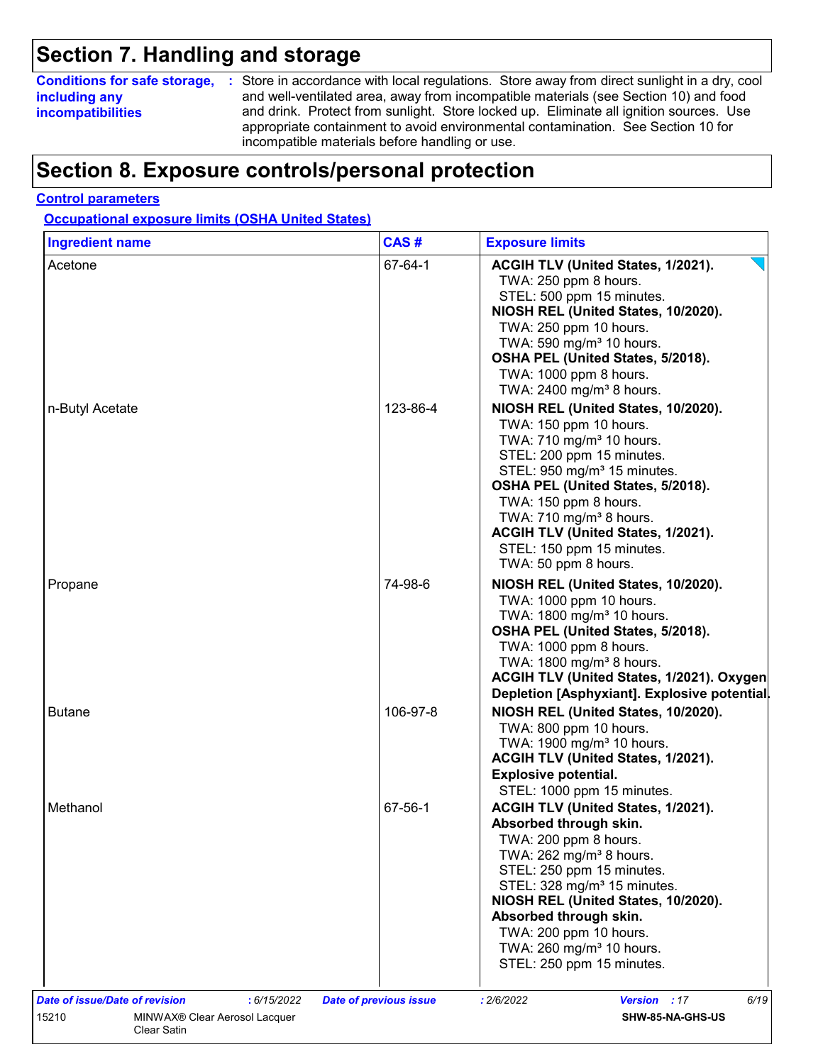## Section 7. Handling and storage

**Conditions for safe storage, including any incompatibilities** : Store in accordance with local regulations. Store away from direct sunlight in a dry, cool and well-ventilated area, away from incompatible materials (see Section 10) and food and drink. Protect from sunlight. Store locked up. Eliminate all ignition sources. Use appropriate containment to avoid environmental contamination. See Section 10 for incompatible materials before handling or use.

## Section 8. Exposure controls/personal protection

**Control parameters**

**Occupational exposure limits (OSHA United States)**

| Ingredient name | CAS # | Exposure limits |
|---|---|---|
| Acetone | 67-64-1 | **ACGIH TLV (United States, 1/2021).**<br>TWA: 250 ppm 8 hours.<br>STEL: 500 ppm 15 minutes.<br>**NIOSH REL (United States, 10/2020).**<br>TWA: 250 ppm 10 hours.<br>TWA: 590 mg/m³ 10 hours.<br>**OSHA PEL (United States, 5/2018).**<br>TWA: 1000 ppm 8 hours.<br>TWA: 2400 mg/m³ 8 hours. |
| n-Butyl Acetate | 123-86-4 | **NIOSH REL (United States, 10/2020).**<br>TWA: 150 ppm 10 hours.<br>TWA: 710 mg/m³ 10 hours.<br>STEL: 200 ppm 15 minutes.<br>STEL: 950 mg/m³ 15 minutes.<br>**OSHA PEL (United States, 5/2018).**<br>TWA: 150 ppm 8 hours.<br>TWA: 710 mg/m³ 8 hours.<br>**ACGIH TLV (United States, 1/2021).**<br>STEL: 150 ppm 15 minutes.<br>TWA: 50 ppm 8 hours. |
| Propane | 74-98-6 | **NIOSH REL (United States, 10/2020).**<br>TWA: 1000 ppm 10 hours.<br>TWA: 1800 mg/m³ 10 hours.<br>**OSHA PEL (United States, 5/2018).**<br>TWA: 1000 ppm 8 hours.<br>TWA: 1800 mg/m³ 8 hours.<br>**ACGIH TLV (United States, 1/2021). Oxygen Depletion [Asphyxiant]. Explosive potential.** |
| Butane | 106-97-8 | **NIOSH REL (United States, 10/2020).**<br>TWA: 800 ppm 10 hours.<br>TWA: 1900 mg/m³ 10 hours.<br>**ACGIH TLV (United States, 1/2021). Explosive potential.**<br>STEL: 1000 ppm 15 minutes. |
| Methanol | 67-56-1 | **ACGIH TLV (United States, 1/2021). Absorbed through skin.**<br>TWA: 200 ppm 8 hours.<br>TWA: 262 mg/m³ 8 hours.<br>STEL: 250 ppm 15 minutes.<br>STEL: 328 mg/m³ 15 minutes.<br>**NIOSH REL (United States, 10/2020). Absorbed through skin.**<br>TWA: 200 ppm 10 hours.<br>TWA: 260 mg/m³ 10 hours.<br>STEL: 250 ppm 15 minutes. |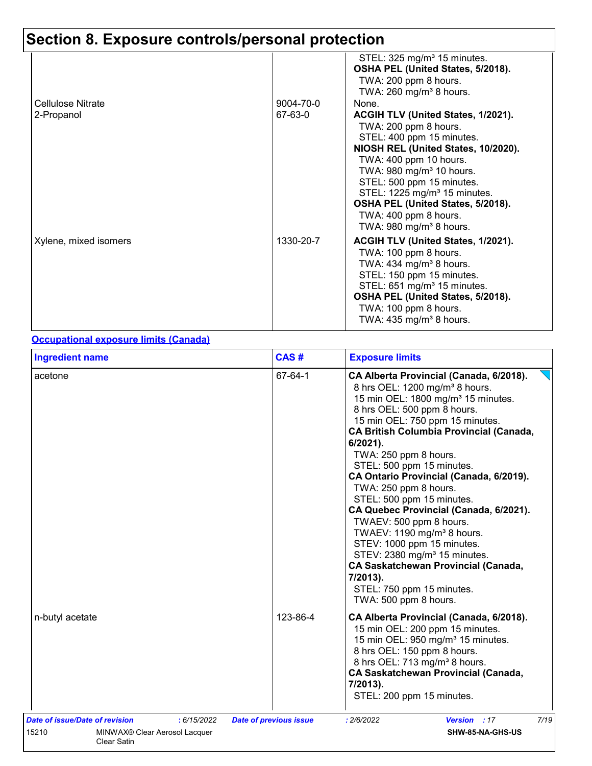## Section 8. Exposure controls/personal protection

| | | |
|---|---|---|
| | | STEL: 325 mg/m³ 15 minutes.<br>**OSHA PEL (United States, 5/2018).**<br>TWA: 200 ppm 8 hours.<br>TWA: 260 mg/m³ 8 hours. |
| Cellulose Nitrate | 9004-70-0 | None. |
| 2-Propanol | 67-63-0 | **ACGIH TLV (United States, 1/2021).**<br>TWA: 200 ppm 8 hours.<br>STEL: 400 ppm 15 minutes.<br>**NIOSH REL (United States, 10/2020).**<br>TWA: 400 ppm 10 hours.<br>TWA: 980 mg/m³ 10 hours.<br>STEL: 500 ppm 15 minutes.<br>STEL: 1225 mg/m³ 15 minutes.<br>**OSHA PEL (United States, 5/2018).**<br>TWA: 400 ppm 8 hours.<br>TWA: 980 mg/m³ 8 hours. |
| Xylene, mixed isomers | 1330-20-7 | **ACGIH TLV (United States, 1/2021).**<br>TWA: 100 ppm 8 hours.<br>TWA: 434 mg/m³ 8 hours.<br>STEL: 150 ppm 15 minutes.<br>STEL: 651 mg/m³ 15 minutes.<br>**OSHA PEL (United States, 5/2018).**<br>TWA: 100 ppm 8 hours.<br>TWA: 435 mg/m³ 8 hours. |

**Occupational exposure limits (Canada)**

| Ingredient name | CAS # | Exposure limits |
|---|---|---|
| acetone | 67-64-1 | **CA Alberta Provincial (Canada, 6/2018).**<br>8 hrs OEL: 1200 mg/m³ 8 hours.<br>15 min OEL: 1800 mg/m³ 15 minutes.<br>8 hrs OEL: 500 ppm 8 hours.<br>15 min OEL: 750 ppm 15 minutes.<br>**CA British Columbia Provincial (Canada, 6/2021).**<br>TWA: 250 ppm 8 hours.<br>STEL: 500 ppm 15 minutes.<br>**CA Ontario Provincial (Canada, 6/2019).**<br>TWA: 250 ppm 8 hours.<br>STEL: 500 ppm 15 minutes.<br>**CA Quebec Provincial (Canada, 6/2021).**<br>TWAEV: 500 ppm 8 hours.<br>TWAEV: 1190 mg/m³ 8 hours.<br>STEV: 1000 ppm 15 minutes.<br>STEV: 2380 mg/m³ 15 minutes.<br>**CA Saskatchewan Provincial (Canada, 7/2013).**<br>STEL: 750 ppm 15 minutes.<br>TWA: 500 ppm 8 hours. |
| n-butyl acetate | 123-86-4 | **CA Alberta Provincial (Canada, 6/2018).**<br>15 min OEL: 200 ppm 15 minutes.<br>15 min OEL: 950 mg/m³ 15 minutes.<br>8 hrs OEL: 150 ppm 8 hours.<br>8 hrs OEL: 713 mg/m³ 8 hours.<br>**CA Saskatchewan Provincial (Canada, 7/2013).**<br>STEL: 200 ppm 15 minutes. |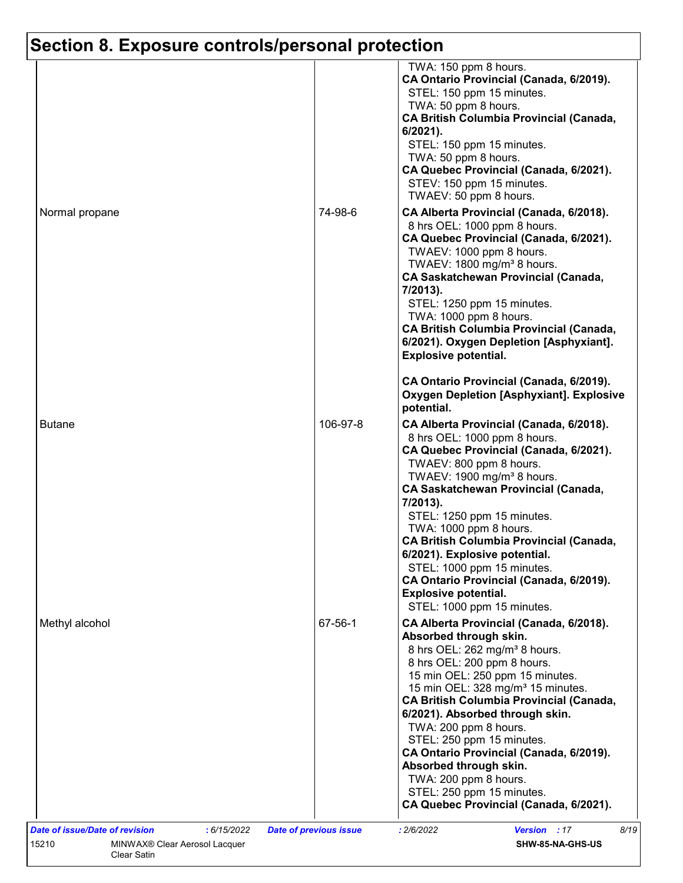## Section 8. Exposure controls/personal protection

| | | |
|---|---|---|
| | | TWA: 150 ppm 8 hours.<br>**CA Ontario Provincial (Canada, 6/2019).**<br>STEL: 150 ppm 15 minutes.<br>TWA: 50 ppm 8 hours.<br>**CA British Columbia Provincial (Canada, 6/2021).**<br>STEL: 150 ppm 15 minutes.<br>TWA: 50 ppm 8 hours.<br>**CA Quebec Provincial (Canada, 6/2021).**<br>STEV: 150 ppm 15 minutes.<br>TWAEV: 50 ppm 8 hours. |
| Normal propane | 74-98-6 | **CA Alberta Provincial (Canada, 6/2018).**<br>8 hrs OEL: 1000 ppm 8 hours.<br>**CA Quebec Provincial (Canada, 6/2021).**<br>TWAEV: 1000 ppm 8 hours.<br>TWAEV: 1800 mg/m³ 8 hours.<br>**CA Saskatchewan Provincial (Canada, 7/2013).**<br>STEL: 1250 ppm 15 minutes.<br>TWA: 1000 ppm 8 hours.<br>**CA British Columbia Provincial (Canada, 6/2021). Oxygen Depletion [Asphyxiant]. Explosive potential.**<br><br>**CA Ontario Provincial (Canada, 6/2019). Oxygen Depletion [Asphyxiant]. Explosive potential.** |
| Butane | 106-97-8 | **CA Alberta Provincial (Canada, 6/2018).**<br>8 hrs OEL: 1000 ppm 8 hours.<br>**CA Quebec Provincial (Canada, 6/2021).**<br>TWAEV: 800 ppm 8 hours.<br>TWAEV: 1900 mg/m³ 8 hours.<br>**CA Saskatchewan Provincial (Canada, 7/2013).**<br>STEL: 1250 ppm 15 minutes.<br>TWA: 1000 ppm 8 hours.<br>**CA British Columbia Provincial (Canada, 6/2021). Explosive potential.**<br>STEL: 1000 ppm 15 minutes.<br>**CA Ontario Provincial (Canada, 6/2019). Explosive potential.**<br>STEL: 1000 ppm 15 minutes. |
| Methyl alcohol | 67-56-1 | **CA Alberta Provincial (Canada, 6/2018). Absorbed through skin.**<br>8 hrs OEL: 262 mg/m³ 8 hours.<br>8 hrs OEL: 200 ppm 8 hours.<br>15 min OEL: 250 ppm 15 minutes.<br>15 min OEL: 328 mg/m³ 15 minutes.<br>**CA British Columbia Provincial (Canada, 6/2021). Absorbed through skin.**<br>TWA: 200 ppm 8 hours.<br>STEL: 250 ppm 15 minutes.<br>**CA Ontario Provincial (Canada, 6/2019). Absorbed through skin.**<br>TWA: 200 ppm 8 hours.<br>STEL: 250 ppm 15 minutes.<br>**CA Quebec Provincial (Canada, 6/2021).** |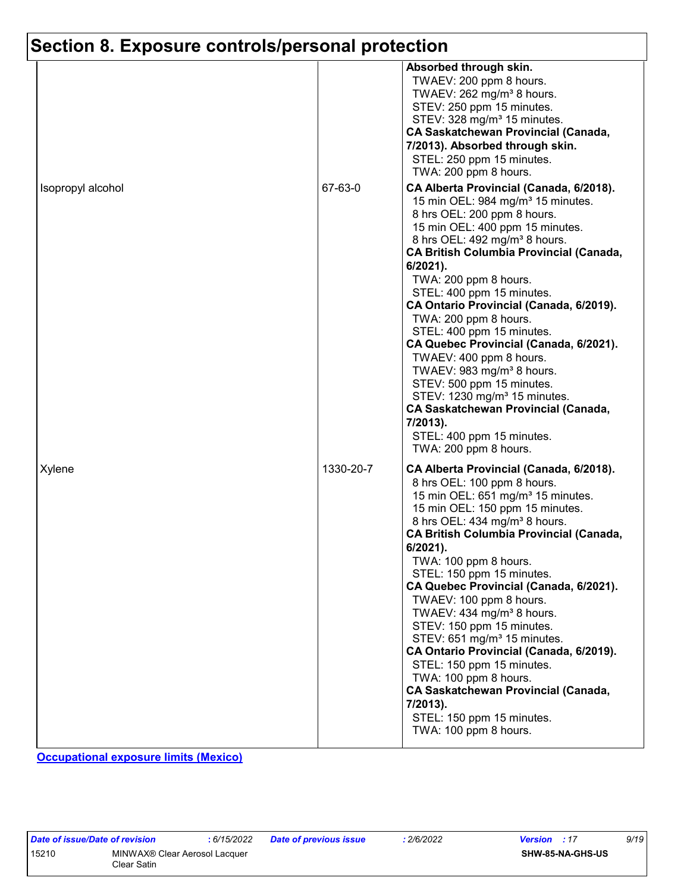# Section 8. Exposure controls/personal protection

| | | |
|---|---|---|
| | | **Absorbed through skin.**<br>TWAEV: 200 ppm 8 hours.<br>TWAEV: 262 mg/m³ 8 hours.<br>STEV: 250 ppm 15 minutes.<br>STEV: 328 mg/m³ 15 minutes.<br>**CA Saskatchewan Provincial (Canada, 7/2013). Absorbed through skin.**<br>STEL: 250 ppm 15 minutes.<br>TWA: 200 ppm 8 hours. |
| Isopropyl alcohol | 67-63-0 | **CA Alberta Provincial (Canada, 6/2018).**<br>15 min OEL: 984 mg/m³ 15 minutes.<br>8 hrs OEL: 200 ppm 8 hours.<br>15 min OEL: 400 ppm 15 minutes.<br>8 hrs OEL: 492 mg/m³ 8 hours.<br>**CA British Columbia Provincial (Canada, 6/2021).**<br>TWA: 200 ppm 8 hours.<br>STEL: 400 ppm 15 minutes.<br>**CA Ontario Provincial (Canada, 6/2019).**<br>TWA: 200 ppm 8 hours.<br>STEL: 400 ppm 15 minutes.<br>**CA Quebec Provincial (Canada, 6/2021).**<br>TWAEV: 400 ppm 8 hours.<br>TWAEV: 983 mg/m³ 8 hours.<br>STEV: 500 ppm 15 minutes.<br>STEV: 1230 mg/m³ 15 minutes.<br>**CA Saskatchewan Provincial (Canada, 7/2013).**<br>STEL: 400 ppm 15 minutes.<br>TWA: 200 ppm 8 hours. |
| Xylene | 1330-20-7 | **CA Alberta Provincial (Canada, 6/2018).**<br>8 hrs OEL: 100 ppm 8 hours.<br>15 min OEL: 651 mg/m³ 15 minutes.<br>15 min OEL: 150 ppm 15 minutes.<br>8 hrs OEL: 434 mg/m³ 8 hours.<br>**CA British Columbia Provincial (Canada, 6/2021).**<br>TWA: 100 ppm 8 hours.<br>STEL: 150 ppm 15 minutes.<br>**CA Quebec Provincial (Canada, 6/2021).**<br>TWAEV: 100 ppm 8 hours.<br>TWAEV: 434 mg/m³ 8 hours.<br>STEV: 150 ppm 15 minutes.<br>STEV: 651 mg/m³ 15 minutes.<br>**CA Ontario Provincial (Canada, 6/2019).**<br>STEL: 150 ppm 15 minutes.<br>TWA: 100 ppm 8 hours.<br>**CA Saskatchewan Provincial (Canada, 7/2013).**<br>STEL: 150 ppm 15 minutes.<br>TWA: 100 ppm 8 hours. |

**Occupational exposure limits (Mexico)**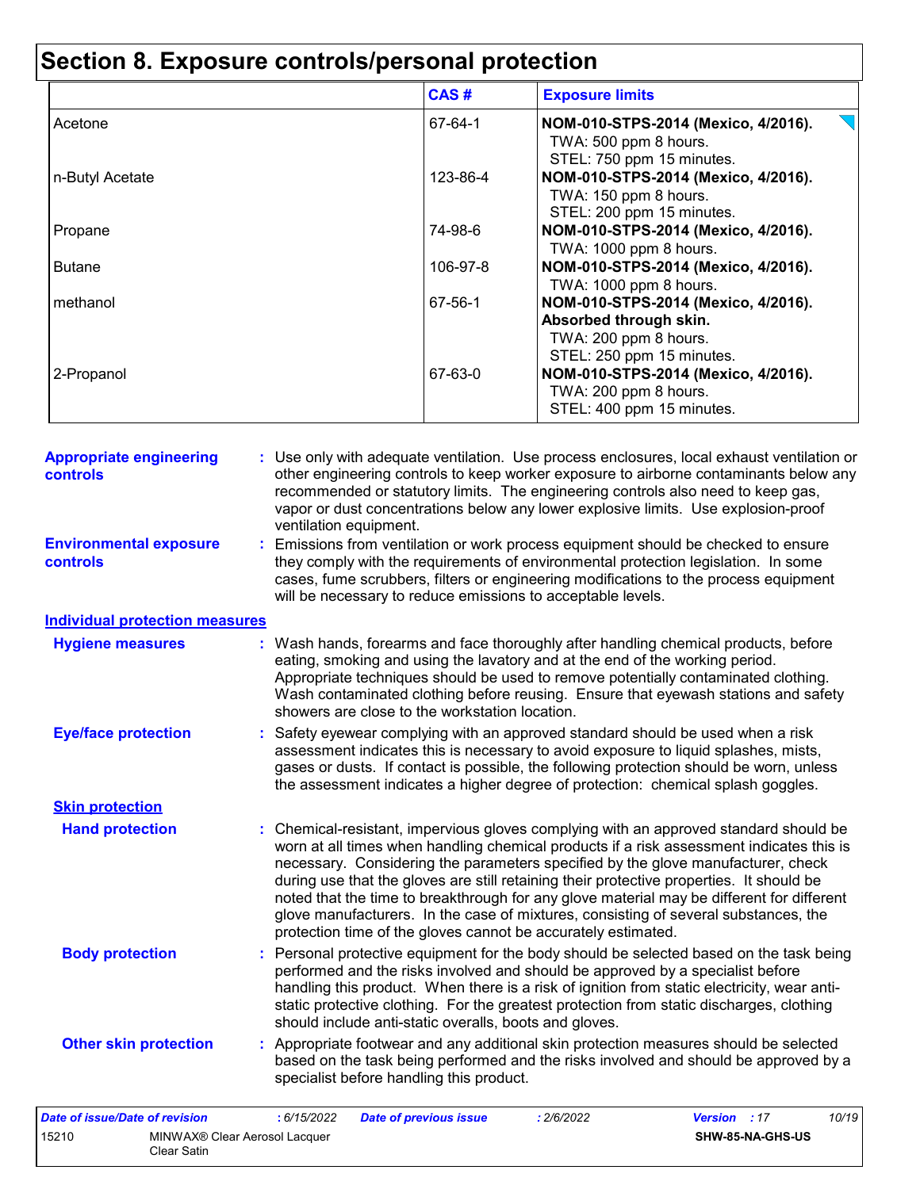# Section 8. Exposure controls/personal protection

| | CAS # | Exposure limits |
|---|---|---|
| Acetone | 67-64-1 | **NOM-010-STPS-2014 (Mexico, 4/2016).**<br>TWA: 500 ppm 8 hours.<br>STEL: 750 ppm 15 minutes. |
| n-Butyl Acetate | 123-86-4 | **NOM-010-STPS-2014 (Mexico, 4/2016).**<br>TWA: 150 ppm 8 hours.<br>STEL: 200 ppm 15 minutes. |
| Propane | 74-98-6 | **NOM-010-STPS-2014 (Mexico, 4/2016).**<br>TWA: 1000 ppm 8 hours. |
| Butane | 106-97-8 | **NOM-010-STPS-2014 (Mexico, 4/2016).**<br>TWA: 1000 ppm 8 hours. |
| methanol | 67-56-1 | **NOM-010-STPS-2014 (Mexico, 4/2016).**<br>**Absorbed through skin.**<br>TWA: 200 ppm 8 hours.<br>STEL: 250 ppm 15 minutes. |
| 2-Propanol | 67-63-0 | **NOM-010-STPS-2014 (Mexico, 4/2016).**<br>TWA: 200 ppm 8 hours.<br>STEL: 400 ppm 15 minutes. |

**Appropriate engineering controls** : Use only with adequate ventilation. Use process enclosures, local exhaust ventilation or other engineering controls to keep worker exposure to airborne contaminants below any recommended or statutory limits. The engineering controls also need to keep gas, vapor or dust concentrations below any lower explosive limits. Use explosion-proof ventilation equipment.

**Environmental exposure controls** : Emissions from ventilation or work process equipment should be checked to ensure they comply with the requirements of environmental protection legislation. In some cases, fume scrubbers, filters or engineering modifications to the process equipment will be necessary to reduce emissions to acceptable levels.

## Individual protection measures

**Hygiene measures** : Wash hands, forearms and face thoroughly after handling chemical products, before eating, smoking and using the lavatory and at the end of the working period. Appropriate techniques should be used to remove potentially contaminated clothing. Wash contaminated clothing before reusing. Ensure that eyewash stations and safety showers are close to the workstation location.

**Eye/face protection** : Safety eyewear complying with an approved standard should be used when a risk assessment indicates this is necessary to avoid exposure to liquid splashes, mists, gases or dusts. If contact is possible, the following protection should be worn, unless the assessment indicates a higher degree of protection: chemical splash goggles.

### Skin protection

**Hand protection** : Chemical-resistant, impervious gloves complying with an approved standard should be worn at all times when handling chemical products if a risk assessment indicates this is necessary. Considering the parameters specified by the glove manufacturer, check during use that the gloves are still retaining their protective properties. It should be noted that the time to breakthrough for any glove material may be different for different glove manufacturers. In the case of mixtures, consisting of several substances, the protection time of the gloves cannot be accurately estimated.

**Body protection** : Personal protective equipment for the body should be selected based on the task being performed and the risks involved and should be approved by a specialist before handling this product. When there is a risk of ignition from static electricity, wear anti-static protective clothing. For the greatest protection from static discharges, clothing should include anti-static overalls, boots and gloves.

**Other skin protection** : Appropriate footwear and any additional skin protection measures should be selected based on the task being performed and the risks involved and should be approved by a specialist before handling this product.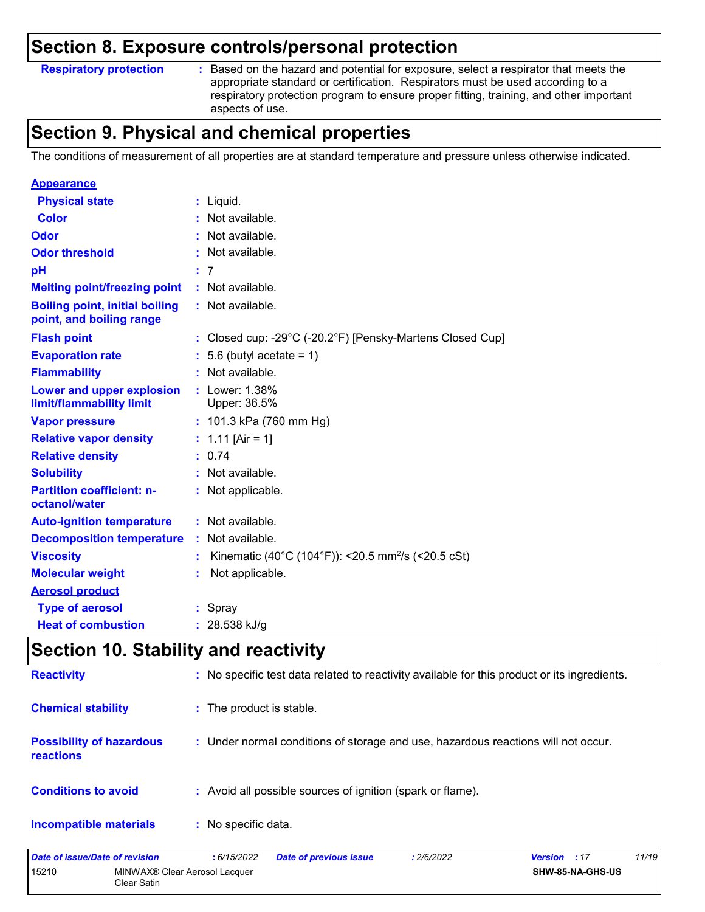## Section 8. Exposure controls/personal protection

**Respiratory protection** : Based on the hazard and potential for exposure, select a respirator that meets the appropriate standard or certification. Respirators must be used according to a respiratory protection program to ensure proper fitting, training, and other important aspects of use.

## Section 9. Physical and chemical properties

The conditions of measurement of all properties are at standard temperature and pressure unless otherwise indicated.

**Appearance**

| | |
|---|---|
| **Physical state** | : Liquid. |
| **Color** | : Not available. |
| **Odor** | : Not available. |
| **Odor threshold** | : Not available. |
| **pH** | : 7 |
| **Melting point/freezing point** | : Not available. |
| **Boiling point, initial boiling point, and boiling range** | : Not available. |
| **Flash point** | : Closed cup: -29°C (-20.2°F) [Pensky-Martens Closed Cup] |
| **Evaporation rate** | : 5.6 (butyl acetate = 1) |
| **Flammability** | : Not available. |
| **Lower and upper explosion limit/flammability limit** | : Lower: 1.38%<br>Upper: 36.5% |
| **Vapor pressure** | : 101.3 kPa (760 mm Hg) |
| **Relative vapor density** | : 1.11 [Air = 1] |
| **Relative density** | : 0.74 |
| **Solubility** | : Not available. |
| **Partition coefficient: n-octanol/water** | : Not applicable. |
| **Auto-ignition temperature** | : Not available. |
| **Decomposition temperature** | : Not available. |
| **Viscosity** | : Kinematic (40°C (104°F)): <20.5 $mm^2/s$ (<20.5 cSt) |
| **Molecular weight** | : Not applicable. |

**Aerosol product**

| | |
|---|---|
| **Type of aerosol** | : Spray |
| **Heat of combustion** | : 28.538 kJ/g |

## Section 10. Stability and reactivity

**Reactivity** : No specific test data related to reactivity available for this product or its ingredients.

**Chemical stability** : The product is stable.

**Possibility of hazardous reactions** : Under normal conditions of storage and use, hazardous reactions will not occur.

**Conditions to avoid** : Avoid all possible sources of ignition (spark or flame).

**Incompatible materials** : No specific data.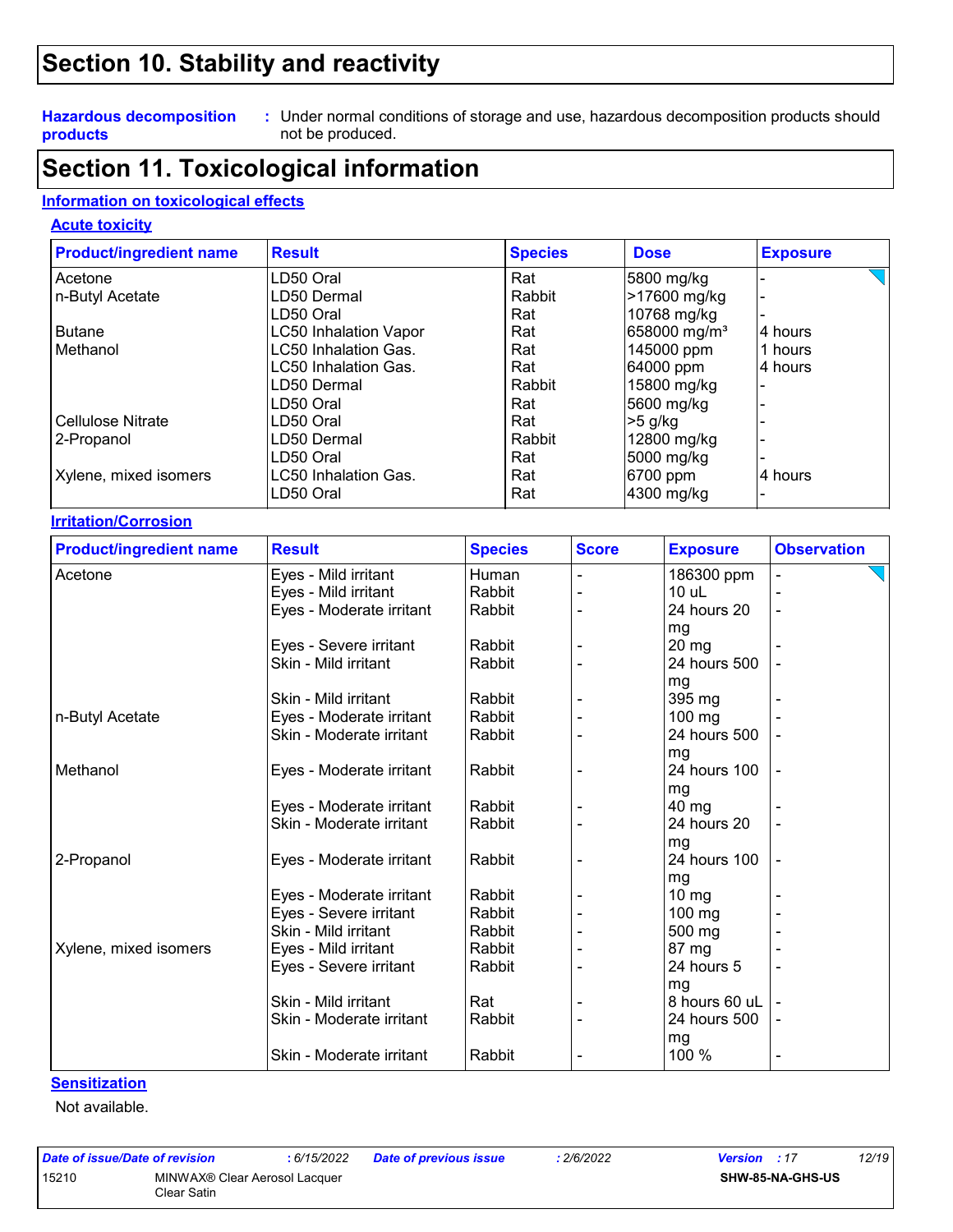# Section 10. Stability and reactivity

**Hazardous decomposition products** : Under normal conditions of storage and use, hazardous decomposition products should not be produced.

# Section 11. Toxicological information

## Information on toxicological effects

### Acute toxicity

| Product/ingredient name | Result | Species | Dose | Exposure |
|---|---|---|---|---|
| Acetone | LD50 Oral | Rat | 5800 mg/kg | - |
| n-Butyl Acetate | LD50 Dermal | Rabbit | >17600 mg/kg | - |
| | LD50 Oral | Rat | 10768 mg/kg | - |
| Butane | LC50 Inhalation Vapor | Rat | 658000 mg/m³ | 4 hours |
| Methanol | LC50 Inhalation Gas. | Rat | 145000 ppm | 1 hours |
| | LC50 Inhalation Gas. | Rat | 64000 ppm | 4 hours |
| | LD50 Dermal | Rabbit | 15800 mg/kg | - |
| | LD50 Oral | Rat | 5600 mg/kg | - |
| Cellulose Nitrate | LD50 Oral | Rat | >5 g/kg | - |
| 2-Propanol | LD50 Dermal | Rabbit | 12800 mg/kg | - |
| | LD50 Oral | Rat | 5000 mg/kg | - |
| Xylene, mixed isomers | LC50 Inhalation Gas. | Rat | 6700 ppm | 4 hours |
| | LD50 Oral | Rat | 4300 mg/kg | - |

### Irritation/Corrosion

| Product/ingredient name | Result | Species | Score | Exposure | Observation |
|---|---|---|---|---|---|
| Acetone | Eyes - Mild irritant | Human | - | 186300 ppm | - |
| | Eyes - Mild irritant | Rabbit | - | 10 uL | - |
| | Eyes - Moderate irritant | Rabbit | - | 24 hours 20 mg | - |
| | Eyes - Severe irritant | Rabbit | - | 20 mg | - |
| | Skin - Mild irritant | Rabbit | - | 24 hours 500 mg | - |
| | Skin - Mild irritant | Rabbit | - | 395 mg | - |
| n-Butyl Acetate | Eyes - Moderate irritant | Rabbit | - | 100 mg | - |
| | Skin - Moderate irritant | Rabbit | - | 24 hours 500 mg | - |
| Methanol | Eyes - Moderate irritant | Rabbit | - | 24 hours 100 mg | - |
| | Eyes - Moderate irritant | Rabbit | - | 40 mg | - |
| | Skin - Moderate irritant | Rabbit | - | 24 hours 20 mg | - |
| 2-Propanol | Eyes - Moderate irritant | Rabbit | - | 24 hours 100 mg | - |
| | Eyes - Moderate irritant | Rabbit | - | 10 mg | - |
| | Eyes - Severe irritant | Rabbit | - | 100 mg | - |
| | Skin - Mild irritant | Rabbit | - | 500 mg | - |
| Xylene, mixed isomers | Eyes - Mild irritant | Rabbit | - | 87 mg | - |
| | Eyes - Severe irritant | Rabbit | - | 24 hours 5 mg | - |
| | Skin - Mild irritant | Rat | - | 8 hours 60 uL | - |
| | Skin - Moderate irritant | Rabbit | - | 24 hours 500 mg | - |
| | Skin - Moderate irritant | Rabbit | - | 100 % | - |

### Sensitization

Not available.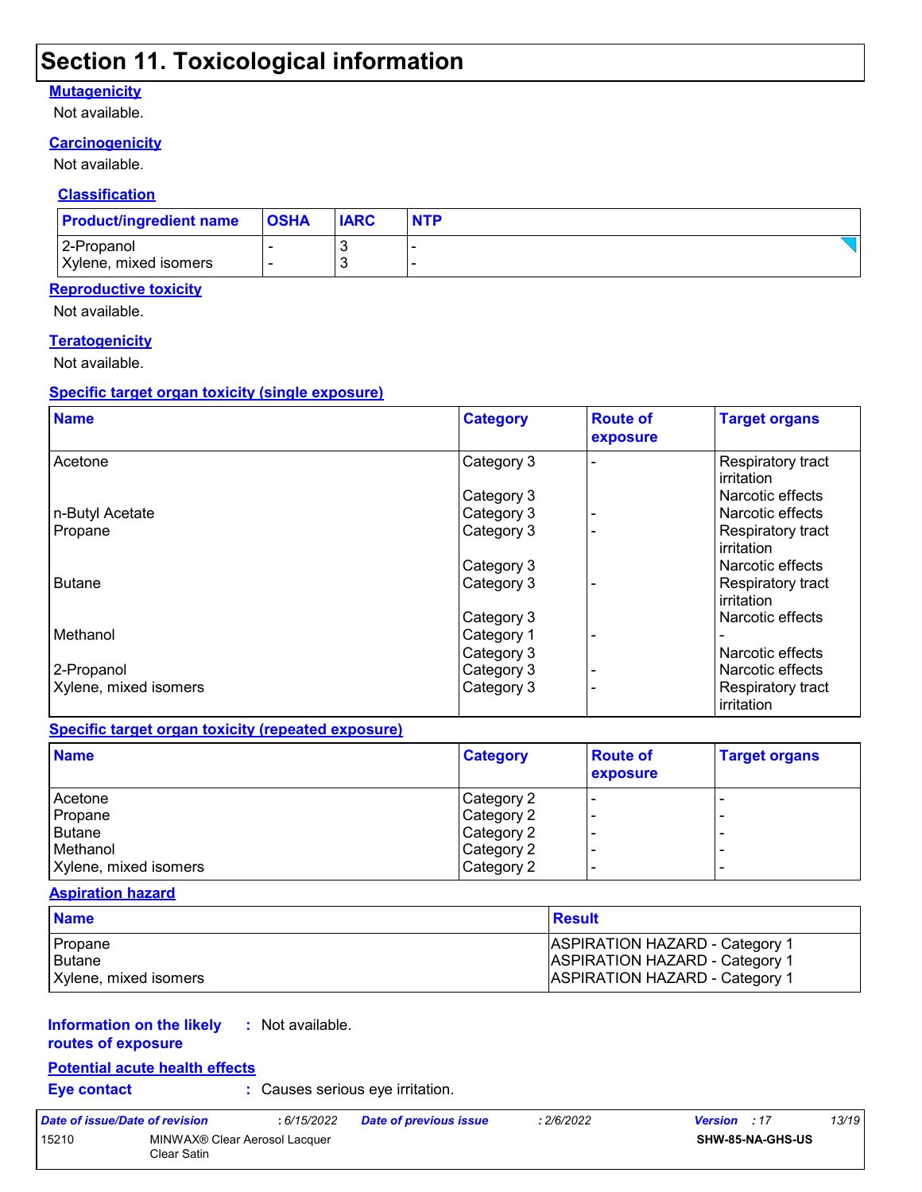# Section 11. Toxicological information

### Mutagenicity

Not available.

### Carcinogenicity

Not available.

### Classification

| Product/ingredient name | OSHA | IARC | NTP |
|---|---|---|---|
| 2-Propanol | - | 3 | - |
| Xylene, mixed isomers | - | 3 | - |

### Reproductive toxicity

Not available.

### Teratogenicity

Not available.

### Specific target organ toxicity (single exposure)

| Name | Category | Route of exposure | Target organs |
|---|---|---|---|
| Acetone | Category 3 | - | Respiratory tract irritation |
| | Category 3 | | Narcotic effects |
| n-Butyl Acetate | Category 3 | - | Narcotic effects |
| Propane | Category 3 | - | Respiratory tract irritation |
| | Category 3 | | Narcotic effects |
| Butane | Category 3 | - | Respiratory tract irritation |
| | Category 3 | | Narcotic effects |
| Methanol | Category 1 | - | - |
| | Category 3 | | Narcotic effects |
| 2-Propanol | Category 3 | - | Narcotic effects |
| Xylene, mixed isomers | Category 3 | - | Respiratory tract irritation |

### Specific target organ toxicity (repeated exposure)

| Name | Category | Route of exposure | Target organs |
|---|---|---|---|
| Acetone | Category 2 | - | - |
| Propane | Category 2 | - | - |
| Butane | Category 2 | - | - |
| Methanol | Category 2 | - | - |
| Xylene, mixed isomers | Category 2 | - | - |

### Aspiration hazard

| Name | Result |
|---|---|
| Propane | ASPIRATION HAZARD - Category 1 |
| Butane | ASPIRATION HAZARD - Category 1 |
| Xylene, mixed isomers | ASPIRATION HAZARD - Category 1 |

**Information on the likely routes of exposure** : Not available.

### Potential acute health effects

**Eye contact** : Causes serious eye irritation.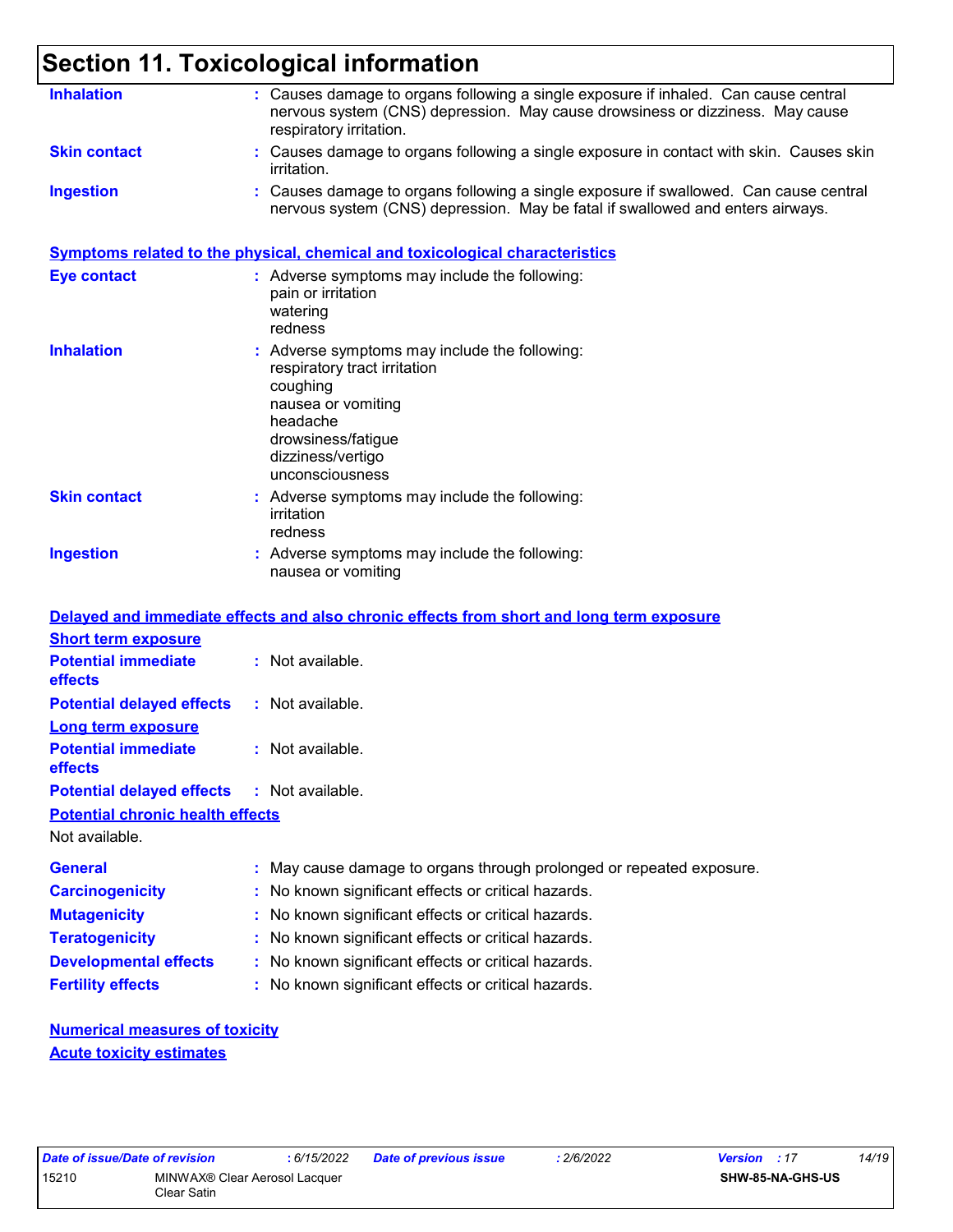# Section 11. Toxicological information

**Inhalation** : Causes damage to organs following a single exposure if inhaled. Can cause central nervous system (CNS) depression. May cause drowsiness or dizziness. May cause respiratory irritation.

**Skin contact** : Causes damage to organs following a single exposure in contact with skin. Causes skin irritation.

**Ingestion** : Causes damage to organs following a single exposure if swallowed. Can cause central nervous system (CNS) depression. May be fatal if swallowed and enters airways.

**Symptoms related to the physical, chemical and toxicological characteristics**

**Eye contact** : Adverse symptoms may include the following:
pain or irritation
watering
redness

**Inhalation** : Adverse symptoms may include the following:
respiratory tract irritation
coughing
nausea or vomiting
headache
drowsiness/fatigue
dizziness/vertigo
unconsciousness

**Skin contact** : Adverse symptoms may include the following:
irritation
redness

**Ingestion** : Adverse symptoms may include the following:
nausea or vomiting

**Delayed and immediate effects and also chronic effects from short and long term exposure**

**Short term exposure**

**Potential immediate effects** : Not available.

**Potential delayed effects** : Not available.

**Long term exposure**

**Potential immediate effects** : Not available.

**Potential delayed effects** : Not available.

**Potential chronic health effects**

Not available.

**General** : May cause damage to organs through prolonged or repeated exposure.

**Carcinogenicity** : No known significant effects or critical hazards.

**Mutagenicity** : No known significant effects or critical hazards.

**Teratogenicity** : No known significant effects or critical hazards.

**Developmental effects** : No known significant effects or critical hazards.

**Fertility effects** : No known significant effects or critical hazards.

**Numerical measures of toxicity**

**Acute toxicity estimates**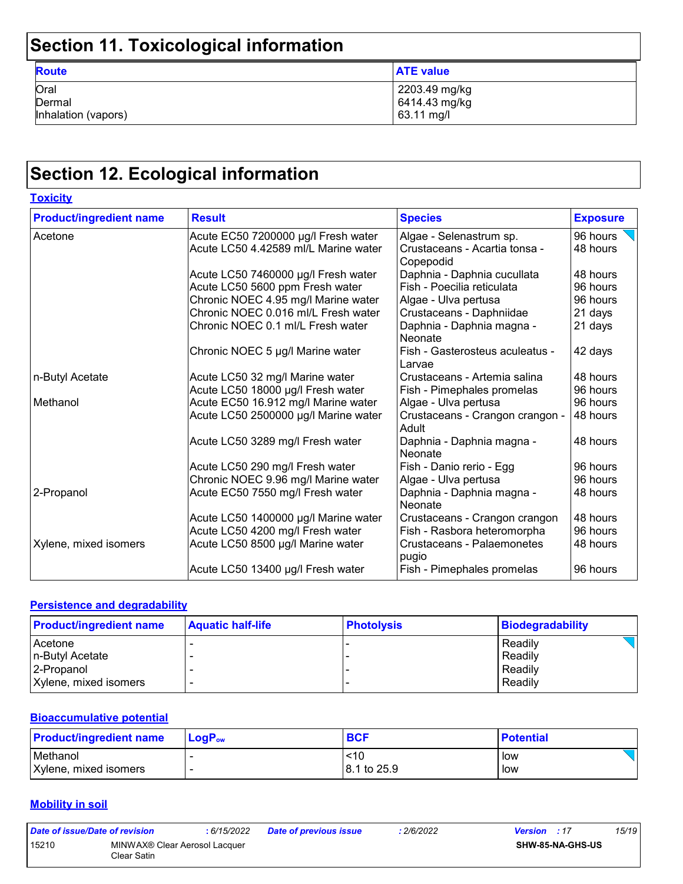## Section 11. Toxicological information

| Route | ATE value |
|---|---|
| Oral | 2203.49 mg/kg |
| Dermal | 6414.43 mg/kg |
| Inhalation (vapors) | 63.11 mg/l |

## Section 12. Ecological information

### Toxicity

| Product/ingredient name | Result | Species | Exposure |
|---|---|---|---|
| Acetone | Acute EC50 7200000 µg/l Fresh water | Algae - Selenastrum sp. | 96 hours |
| | Acute LC50 4.42589 ml/L Marine water | Crustaceans - Acartia tonsa - Copepodid | 48 hours |
| | Acute LC50 7460000 µg/l Fresh water | Daphnia - Daphnia cucullata | 48 hours |
| | Acute LC50 5600 ppm Fresh water | Fish - Poecilia reticulata | 96 hours |
| | Chronic NOEC 4.95 mg/l Marine water | Algae - Ulva pertusa | 96 hours |
| | Chronic NOEC 0.016 ml/L Fresh water | Crustaceans - Daphniidae | 21 days |
| | Chronic NOEC 0.1 ml/L Fresh water | Daphnia - Daphnia magna - Neonate | 21 days |
| | Chronic NOEC 5 µg/l Marine water | Fish - Gasterosteus aculeatus - Larvae | 42 days |
| n-Butyl Acetate | Acute LC50 32 mg/l Marine water | Crustaceans - Artemia salina | 48 hours |
| | Acute LC50 18000 µg/l Fresh water | Fish - Pimephales promelas | 96 hours |
| Methanol | Acute EC50 16.912 mg/l Marine water | Algae - Ulva pertusa | 96 hours |
| | Acute LC50 2500000 µg/l Marine water | Crustaceans - Crangon crangon - Adult | 48 hours |
| | Acute LC50 3289 mg/l Fresh water | Daphnia - Daphnia magna - Neonate | 48 hours |
| | Acute LC50 290 mg/l Fresh water | Fish - Danio rerio - Egg | 96 hours |
| | Chronic NOEC 9.96 mg/l Marine water | Algae - Ulva pertusa | 96 hours |
| 2-Propanol | Acute EC50 7550 mg/l Fresh water | Daphnia - Daphnia magna - Neonate | 48 hours |
| | Acute LC50 1400000 µg/l Marine water | Crustaceans - Crangon crangon | 48 hours |
| | Acute LC50 4200 mg/l Fresh water | Fish - Rasbora heteromorpha | 96 hours |
| Xylene, mixed isomers | Acute LC50 8500 µg/l Marine water | Crustaceans - Palaemonetes pugio | 48 hours |
| | Acute LC50 13400 µg/l Fresh water | Fish - Pimephales promelas | 96 hours |

### Persistence and degradability

| Product/ingredient name | Aquatic half-life | Photolysis | Biodegradability |
|---|---|---|---|
| Acetone | - | - | Readily |
| n-Butyl Acetate | - | - | Readily |
| 2-Propanol | - | - | Readily |
| Xylene, mixed isomers | - | - | Readily |

### Bioaccumulative potential

| Product/ingredient name | $LogP_{ow}$ | BCF | Potential |
|---|---|---|---|
| Methanol | - | <10 | low |
| Xylene, mixed isomers | - | 8.1 to 25.9 | low |

### Mobility in soil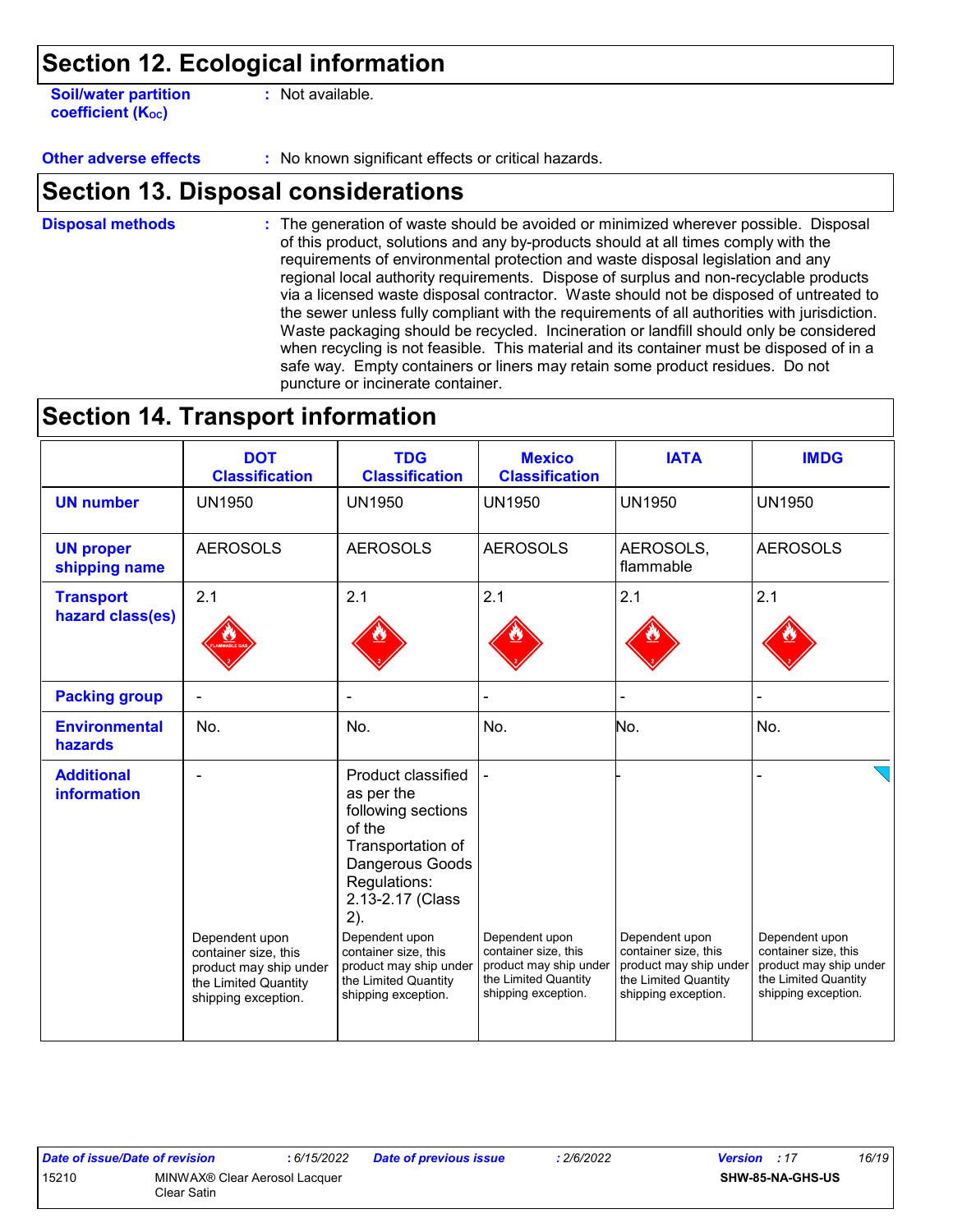## Section 12. Ecological information

**Soil/water partition coefficient ($K_{OC}$)** : Not available.

**Other adverse effects** : No known significant effects or critical hazards.

## Section 13. Disposal considerations

**Disposal methods** : The generation of waste should be avoided or minimized wherever possible. Disposal of this product, solutions and any by-products should at all times comply with the requirements of environmental protection and waste disposal legislation and any regional local authority requirements. Dispose of surplus and non-recyclable products via a licensed waste disposal contractor. Waste should not be disposed of untreated to the sewer unless fully compliant with the requirements of all authorities with jurisdiction. Waste packaging should be recycled. Incineration or landfill should only be considered when recycling is not feasible. This material and its container must be disposed of in a safe way. Empty containers or liners may retain some product residues. Do not puncture or incinerate container.

## Section 14. Transport information

| | DOT Classification | TDG Classification | Mexico Classification | IATA | IMDG |
|---|---|---|---|---|---|
| **UN number** | UN1950 | UN1950 | UN1950 | UN1950 | UN1950 |
| **UN proper shipping name** | AEROSOLS | AEROSOLS | AEROSOLS | AEROSOLS, flammable | AEROSOLS |
| **Transport hazard class(es)** | 2.1 | 2.1 | 2.1 | 2.1 | 2.1 |
| **Packing group** | - | - | - | - | - |
| **Environmental hazards** | No. | No. | No. | No. | No. |
| **Additional information** | - Dependent upon container size, this product may ship under the Limited Quantity shipping exception. | Product classified as per the following sections of the Transportation of Dangerous Goods Regulations: 2.13-2.17 (Class 2). Dependent upon container size, this product may ship under the Limited Quantity shipping exception. | - Dependent upon container size, this product may ship under the Limited Quantity shipping exception. | - Dependent upon container size, this product may ship under the Limited Quantity shipping exception. | - Dependent upon container size, this product may ship under the Limited Quantity shipping exception. |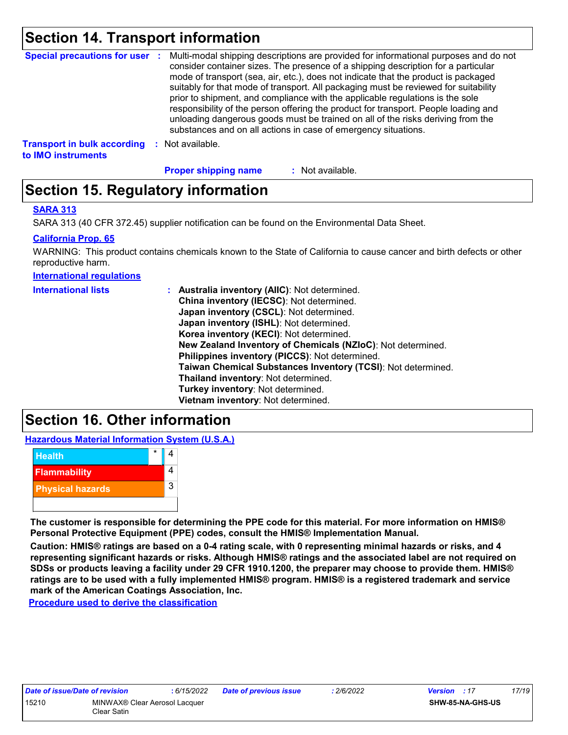## Section 14. Transport information

**Special precautions for user** : Multi-modal shipping descriptions are provided for informational purposes and do not consider container sizes. The presence of a shipping description for a particular mode of transport (sea, air, etc.), does not indicate that the product is packaged suitably for that mode of transport. All packaging must be reviewed for suitability prior to shipment, and compliance with the applicable regulations is the sole responsibility of the person offering the product for transport. People loading and unloading dangerous goods must be trained on all of the risks deriving from the substances and on all actions in case of emergency situations.

**Transport in bulk according to IMO instruments** : Not available.

**Proper shipping name** : Not available.

## Section 15. Regulatory information

**SARA 313**

SARA 313 (40 CFR 372.45) supplier notification can be found on the Environmental Data Sheet.

**California Prop. 65**

WARNING: This product contains chemicals known to the State of California to cause cancer and birth defects or other reproductive harm.

**International regulations**

**International lists** :
**Australia inventory (AIIC)**: Not determined.
**China inventory (IECSC)**: Not determined.
**Japan inventory (CSCL)**: Not determined.
**Japan inventory (ISHL)**: Not determined.
**Korea inventory (KECI)**: Not determined.
**New Zealand Inventory of Chemicals (NZIoC)**: Not determined.
**Philippines inventory (PICCS)**: Not determined.
**Taiwan Chemical Substances Inventory (TCSI)**: Not determined.
**Thailand inventory**: Not determined.
**Turkey inventory**: Not determined.
**Vietnam inventory**: Not determined.

## Section 16. Other information

**Hazardous Material Information System (U.S.A.)**

| | | |
|---|---|---|
| Health | * | 4 |
| Flammability | | 4 |
| Physical hazards | | 3 |
| | | |

**The customer is responsible for determining the PPE code for this material. For more information on HMIS® Personal Protective Equipment (PPE) codes, consult the HMIS® Implementation Manual.**

**Caution: HMIS® ratings are based on a 0-4 rating scale, with 0 representing minimal hazards or risks, and 4 representing significant hazards or risks. Although HMIS® ratings and the associated label are not required on SDSs or products leaving a facility under 29 CFR 1910.1200, the preparer may choose to provide them. HMIS® ratings are to be used with a fully implemented HMIS® program. HMIS® is a registered trademark and service mark of the American Coatings Association, Inc.**

**Procedure used to derive the classification**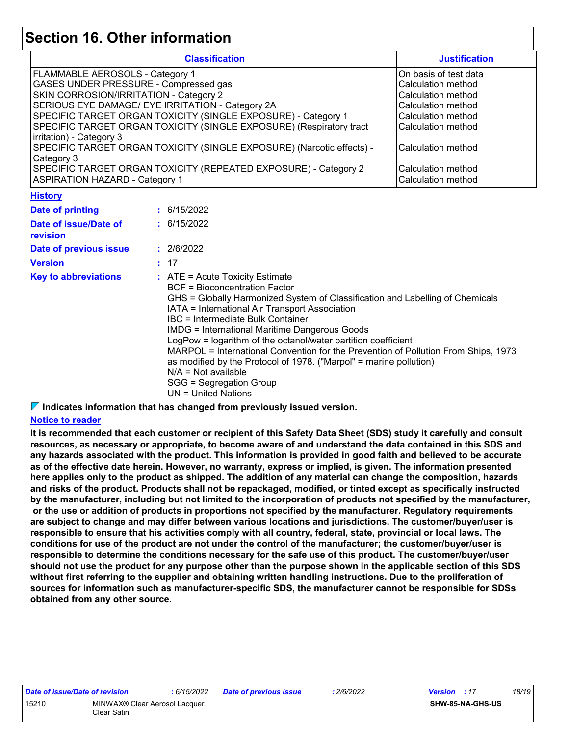## Section 16. Other information

| Classification | Justification |
|---|---|
| FLAMMABLE AEROSOLS - Category 1 | On basis of test data |
| GASES UNDER PRESSURE - Compressed gas | Calculation method |
| SKIN CORROSION/IRRITATION - Category 2 | Calculation method |
| SERIOUS EYE DAMAGE/ EYE IRRITATION - Category 2A | Calculation method |
| SPECIFIC TARGET ORGAN TOXICITY (SINGLE EXPOSURE) - Category 1 | Calculation method |
| SPECIFIC TARGET ORGAN TOXICITY (SINGLE EXPOSURE) (Respiratory tract irritation) - Category 3 | Calculation method |
| SPECIFIC TARGET ORGAN TOXICITY (SINGLE EXPOSURE) (Narcotic effects) - Category 3 | Calculation method |
| SPECIFIC TARGET ORGAN TOXICITY (REPEATED EXPOSURE) - Category 2 | Calculation method |
| ASPIRATION HAZARD - Category 1 | Calculation method |

### History

**Date of printing** : 6/15/2022

**Date of issue/Date of revision** : 6/15/2022

**Date of previous issue** : 2/6/2022

**Version** : 17

**Key to abbreviations** : ATE = Acute Toxicity Estimate
BCF = Bioconcentration Factor
GHS = Globally Harmonized System of Classification and Labelling of Chemicals
IATA = International Air Transport Association
IBC = Intermediate Bulk Container
IMDG = International Maritime Dangerous Goods
LogPow = logarithm of the octanol/water partition coefficient
MARPOL = International Convention for the Prevention of Pollution From Ships, 1973 as modified by the Protocol of 1978. ("Marpol" = marine pollution)
N/A = Not available
SGG = Segregation Group
UN = United Nations

**Indicates information that has changed from previously issued version.**

### Notice to reader

**It is recommended that each customer or recipient of this Safety Data Sheet (SDS) study it carefully and consult resources, as necessary or appropriate, to become aware of and understand the data contained in this SDS and any hazards associated with the product. This information is provided in good faith and believed to be accurate as of the effective date herein. However, no warranty, express or implied, is given. The information presented here applies only to the product as shipped. The addition of any material can change the composition, hazards and risks of the product. Products shall not be repackaged, modified, or tinted except as specifically instructed by the manufacturer, including but not limited to the incorporation of products not specified by the manufacturer, or the use or addition of products in proportions not specified by the manufacturer. Regulatory requirements are subject to change and may differ between various locations and jurisdictions. The customer/buyer/user is responsible to ensure that his activities comply with all country, federal, state, provincial or local laws. The conditions for use of the product are not under the control of the manufacturer; the customer/buyer/user is responsible to determine the conditions necessary for the safe use of this product. The customer/buyer/user should not use the product for any purpose other than the purpose shown in the applicable section of this SDS without first referring to the supplier and obtaining written handling instructions. Due to the proliferation of sources for information such as manufacturer-specific SDS, the manufacturer cannot be responsible for SDSs obtained from any other source.**